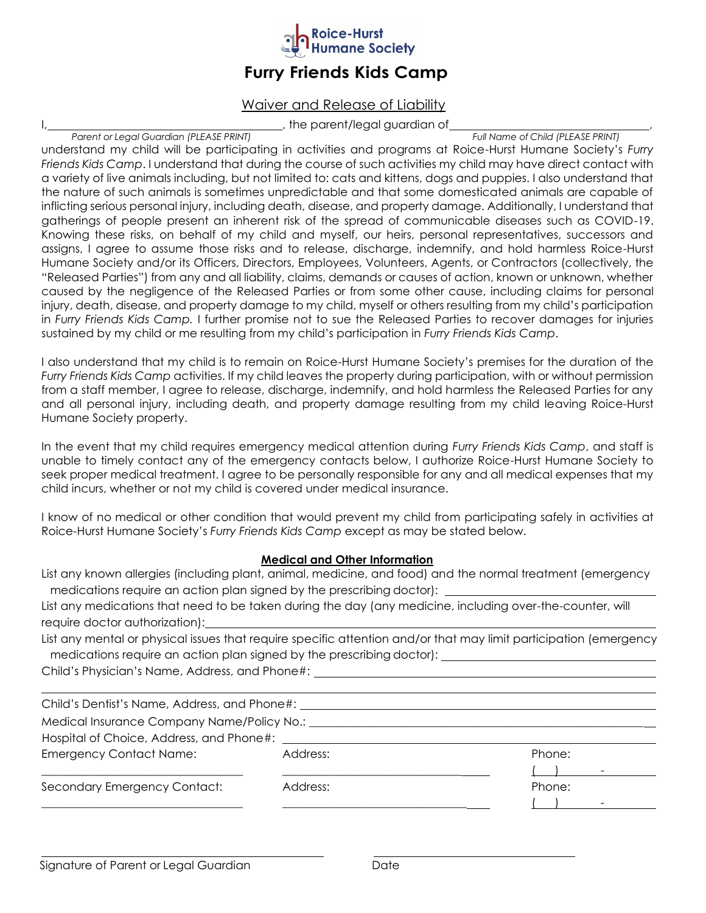Roice-Hurst Humane Society

# Furry Friends Kids Camp

## Waiver and Release of Liability

I, ______________________________, the parent/legal guardian of ______________________________,
*Parent or Legal Guardian (PLEASE PRINT)* *Full Name of Child (PLEASE PRINT)*

understand my child will be participating in activities and programs at Roice-Hurst Humane Society's *Furry Friends Kids Camp*. I understand that during the course of such activities my child may have direct contact with a variety of live animals including, but not limited to: cats and kittens, dogs and puppies. I also understand that the nature of such animals is sometimes unpredictable and that some domesticated animals are capable of inflicting serious personal injury, including death, disease, and property damage. Additionally, I understand that gatherings of people present an inherent risk of the spread of communicable diseases such as COVID-19. Knowing these risks, on behalf of my child and myself, our heirs, personal representatives, successors and assigns, I agree to assume those risks and to release, discharge, indemnify, and hold harmless Roice-Hurst Humane Society and/or its Officers, Directors, Employees, Volunteers, Agents, or Contractors (collectively, the "Released Parties") from any and all liability, claims, demands or causes of action, known or unknown, whether caused by the negligence of the Released Parties or from some other cause, including claims for personal injury, death, disease, and property damage to my child, myself or others resulting from my child's participation in *Furry Friends Kids Camp.* I further promise not to sue the Released Parties to recover damages for injuries sustained by my child or me resulting from my child's participation in *Furry Friends Kids Camp*.

I also understand that my child is to remain on Roice-Hurst Humane Society's premises for the duration of the *Furry Friends Kids Camp* activities. If my child leaves the property during participation, with or without permission from a staff member, I agree to release, discharge, indemnify, and hold harmless the Released Parties for any and all personal injury, including death, and property damage resulting from my child leaving Roice-Hurst Humane Society property.

In the event that my child requires emergency medical attention during *Furry Friends Kids Camp*, and staff is unable to timely contact any of the emergency contacts below, I authorize Roice-Hurst Humane Society to seek proper medical treatment. I agree to be personally responsible for any and all medical expenses that my child incurs, whether or not my child is covered under medical insurance.

I know of no medical or other condition that would prevent my child from participating safely in activities at Roice-Hurst Humane Society's *Furry Friends Kids Camp* except as may be stated below.

**Medical and Other Information**

List any known allergies (including plant, animal, medicine, and food) and the normal treatment (emergency medications require an action plan signed by the prescribing doctor): ______________________________

List any medications that need to be taken during the day (any medicine, including over-the-counter, will require doctor authorization): ______________________________

List any mental or physical issues that require specific attention and/or that may limit participation (emergency medications require an action plan signed by the prescribing doctor): ______________________________

Child's Physician's Name, Address, and Phone#: ______________________________

______________________________

Child's Dentist's Name, Address, and Phone#: ______________________________

Medical Insurance Company Name/Policy No.: ______________________________

Hospital of Choice, Address, and Phone#: ______________________________

| Emergency Contact Name: | Address: | Phone: |
|---|---|---|
| ______________________ | ______________________ | (    )      - |
| **Secondary Emergency Contact:** | **Address:** | **Phone:** |
| ______________________ | ______________________ | (    )      - |

______________________________ ______________________

Signature of Parent or Legal Guardian Date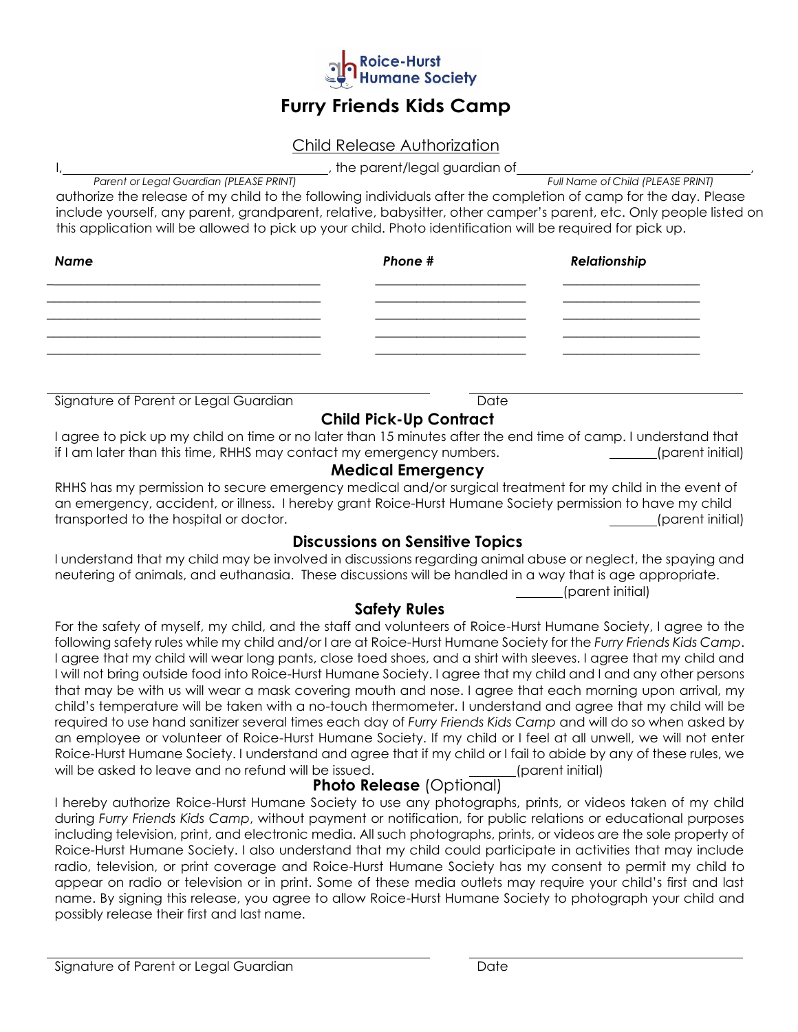Roice-Hurst Humane Society

# Furry Friends Kids Camp

## Child Release Authorization

I, \_\_\_\_\_\_\_\_\_\_\_\_\_\_\_\_\_\_\_\_\_\_\_\_\_\_\_\_\_\_\_\_\_\_\_\_\_\_, the parent/legal guardian of \_\_\_\_\_\_\_\_\_\_\_\_\_\_\_\_\_\_\_\_\_\_\_\_\_\_\_\_\_\_\_\_\_\_\_\_\_\_,

*Parent or Legal Guardian (PLEASE PRINT)* — *Full Name of Child (PLEASE PRINT)*

authorize the release of my child to the following individuals after the completion of camp for the day. Please include yourself, any parent, grandparent, relative, babysitter, other camper's parent, etc. Only people listed on this application will be allowed to pick up your child. Photo identification will be required for pick up.

| ***Name*** | ***Phone #*** | ***Relationship*** |
|---|---|---|
| | | |
| | | |
| | | |
| | | |
| | | |

Signature of Parent or Legal Guardian \_\_\_\_\_\_\_\_\_\_\_\_\_\_\_\_\_\_\_\_ Date \_\_\_\_\_\_\_\_\_\_\_\_

### Child Pick-Up Contract

I agree to pick up my child on time or no later than 15 minutes after the end time of camp. I understand that if I am later than this time, RHHS may contact my emergency numbers. \_\_\_\_\_\_\_(parent initial)

### Medical Emergency

RHHS has my permission to secure emergency medical and/or surgical treatment for my child in the event of an emergency, accident, or illness. I hereby grant Roice-Hurst Humane Society permission to have my child transported to the hospital or doctor. \_\_\_\_\_\_\_(parent initial)

### Discussions on Sensitive Topics

I understand that my child may be involved in discussions regarding animal abuse or neglect, the spaying and neutering of animals, and euthanasia. These discussions will be handled in a way that is age appropriate. \_\_\_\_\_\_\_(parent initial)

### Safety Rules

For the safety of myself, my child, and the staff and volunteers of Roice-Hurst Humane Society, I agree to the following safety rules while my child and/or I are at Roice-Hurst Humane Society for the *Furry Friends Kids Camp*. I agree that my child will wear long pants, close toed shoes, and a shirt with sleeves. I agree that my child and I will not bring outside food into Roice-Hurst Humane Society. I agree that my child and I and any other persons that may be with us will wear a mask covering mouth and nose. I agree that each morning upon arrival, my child's temperature will be taken with a no-touch thermometer. I understand and agree that my child will be required to use hand sanitizer several times each day of *Furry Friends Kids Camp* and will do so when asked by an employee or volunteer of Roice-Hurst Humane Society. If my child or I feel at all unwell, we will not enter Roice-Hurst Humane Society. I understand and agree that if my child or I fail to abide by any of these rules, we will be asked to leave and no refund will be issued. \_\_\_\_\_\_\_(parent initial)

### Photo Release (Optional)

I hereby authorize Roice-Hurst Humane Society to use any photographs, prints, or videos taken of my child during *Furry Friends Kids Camp*, without payment or notification, for public relations or educational purposes including television, print, and electronic media. All such photographs, prints, or videos are the sole property of Roice-Hurst Humane Society. I also understand that my child could participate in activities that may include radio, television, or print coverage and Roice-Hurst Humane Society has my consent to permit my child to appear on radio or television or in print. Some of these media outlets may require your child's first and last name. By signing this release, you agree to allow Roice-Hurst Humane Society to photograph your child and possibly release their first and last name.

Signature of Parent or Legal Guardian \_\_\_\_\_\_\_\_\_\_\_\_\_\_\_\_\_\_\_\_ Date \_\_\_\_\_\_\_\_\_\_\_\_